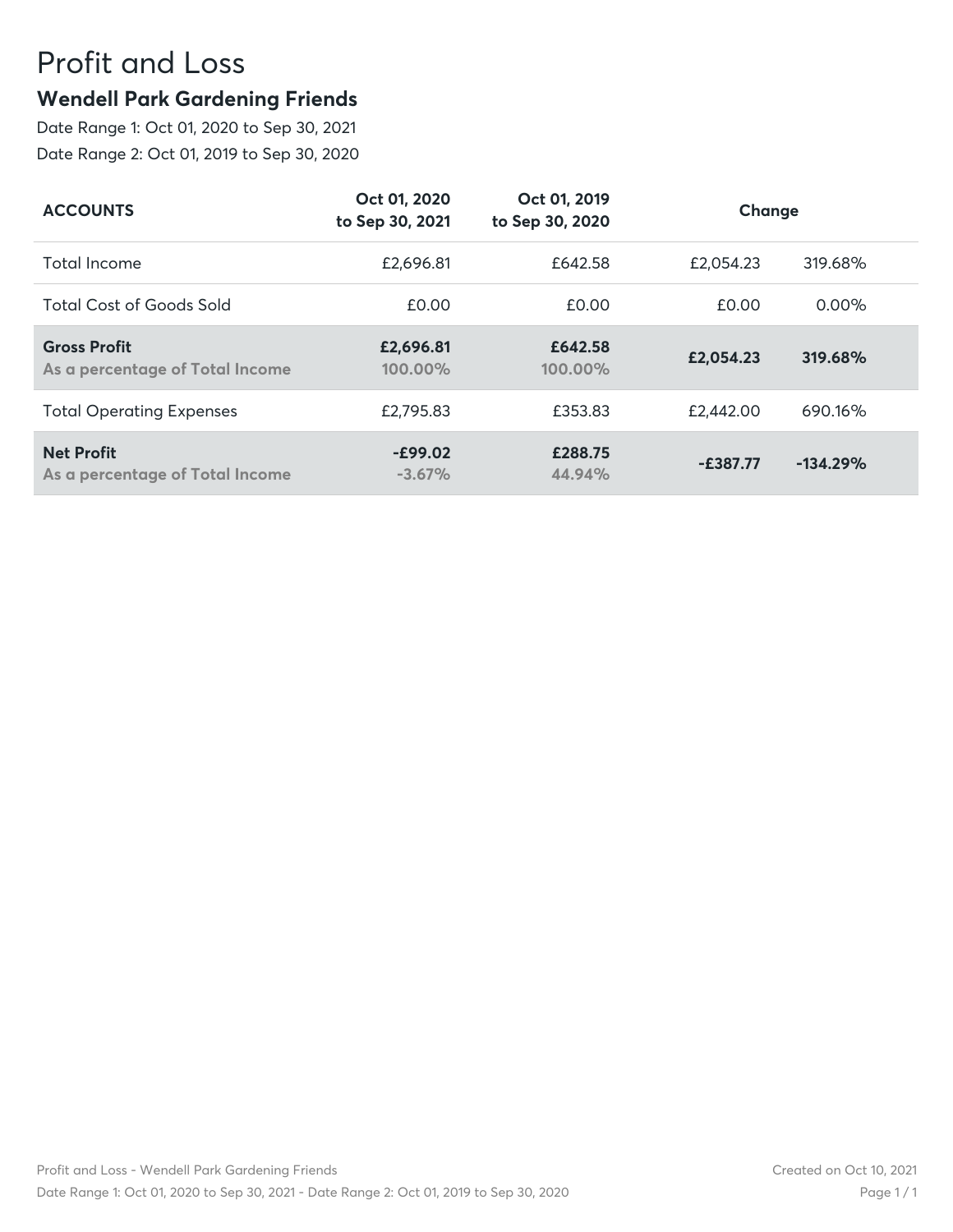# Profit and Loss

## Wendell Park Gardening Friends

Date Range 1: Oct 01, 2020 to Sep 30, 2021

Date Range 2: Oct 01, 2019 to Sep 30, 2020

| ACCOUNTS | Oct 01, 2020 to Sep 30, 2021 | Oct 01, 2019 to Sep 30, 2020 | Change | |
|---|---|---|---|---|
| Total Income | £2,696.81 | £642.58 | £2,054.23 | 319.68% |
| Total Cost of Goods Sold | £0.00 | £0.00 | £0.00 | 0.00% |
| **Gross Profit**<br>As a percentage of Total Income | **£2,696.81**<br>100.00% | **£642.58**<br>100.00% | **£2,054.23** | **319.68%** |
| Total Operating Expenses | £2,795.83 | £353.83 | £2,442.00 | 690.16% |
| **Net Profit**<br>As a percentage of Total Income | **-£99.02**<br>-3.67% | **£288.75**<br>44.94% | **-£387.77** | **-134.29%** |

Created on Oct 10, 2021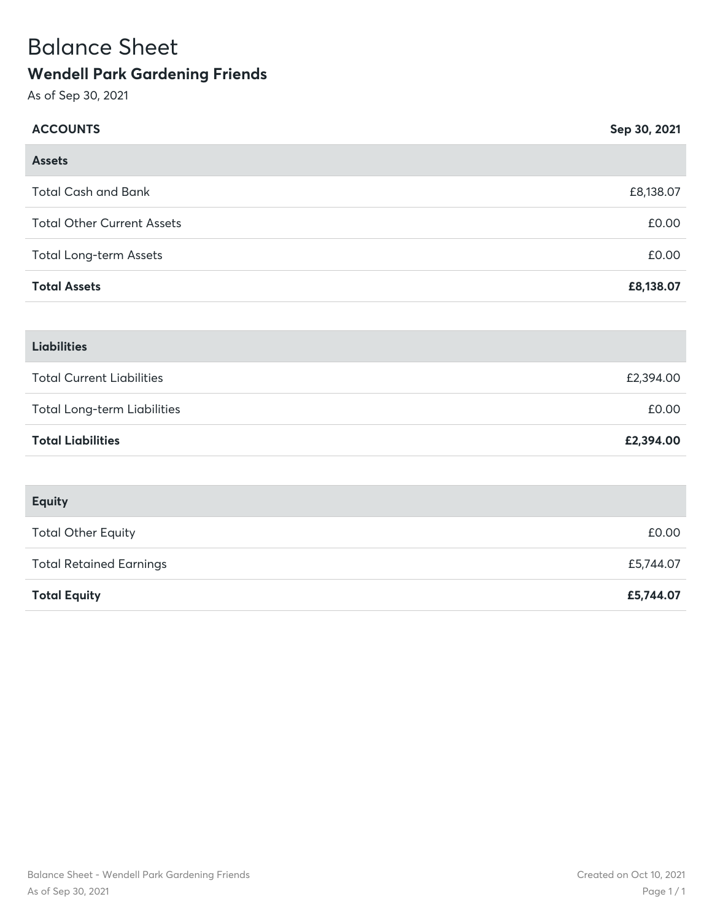# Balance Sheet

## Wendell Park Gardening Friends

As of Sep 30, 2021

| ACCOUNTS | Sep 30, 2021 |
|---|---|
| **Assets** | |
| Total Cash and Bank | £8,138.07 |
| Total Other Current Assets | £0.00 |
| Total Long-term Assets | £0.00 |
| **Total Assets** | **£8,138.07** |

| | |
|---|---|
| **Liabilities** | |
| Total Current Liabilities | £2,394.00 |
| Total Long-term Liabilities | £0.00 |
| **Total Liabilities** | **£2,394.00** |

| | |
|---|---|
| **Equity** | |
| Total Other Equity | £0.00 |
| Total Retained Earnings | £5,744.07 |
| **Total Equity** | **£5,744.07** |